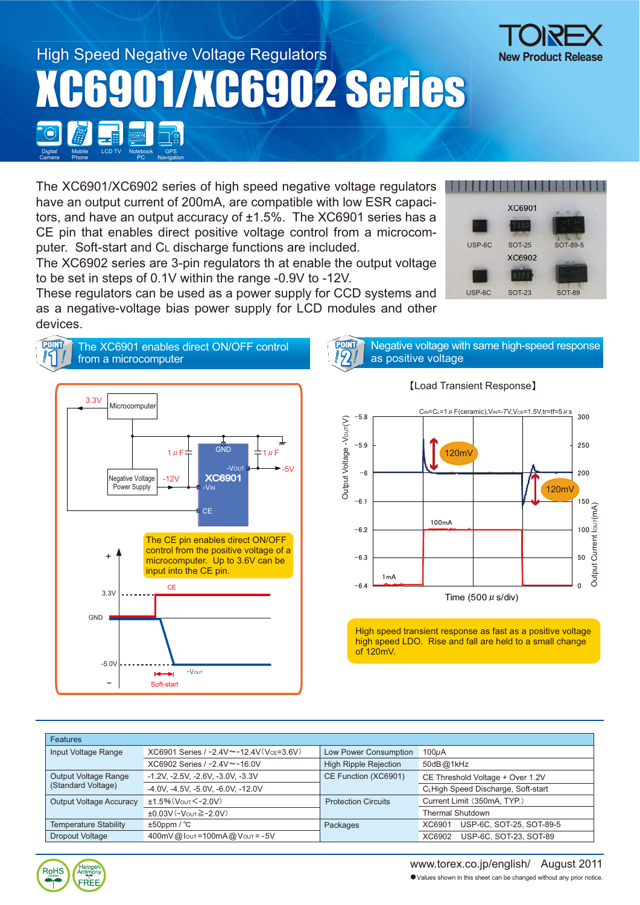# High Speed Negative Voltage Regulators

# XC6901/XC6902 Series

TOREX New Product Release

Digital Camera | Mobile Phone | LCD TV | Notebook PC | GPS Navigation

The XC6901/XC6902 series of high speed negative voltage regulators have an output current of 200mA, are compatible with low ESR capacitors, and have an output accuracy of ±1.5%. The XC6901 series has a CE pin that enables direct positive voltage control from a microcomputer. Soft-start and $C_L$ discharge functions are included.
The XC6902 series are 3-pin regulators th at enable the output voltage to be set in steps of 0.1V within the range -0.9V to -12V.
These regulators can be used as a power supply for CCD systems and as a negative-voltage bias power supply for LCD modules and other devices.

XC6901: USP-6C, SOT-25, SOT-89-5
XC6902: USP-6C, SOT-23, SOT-89

## POINT 1: The XC6901 enables direct ON/OFF control from a microcomputer

The CE pin enables direct ON/OFF control from the positive voltage of a microcomputer. Up to 3.6V can be input into the CE pin.

## POINT 2: Negative voltage with same high-speed response as positive voltage

【Load Transient Response】

$C_{IN}=C_L=1\mu F$(ceramic), $V_{IN}=-7V$, $V_{CE}=1.5V$, $tr=tf=5\mu s$

High speed transient response as fast as a positive voltage high speed LDO. Rise and fall are held to a small change of 120mV.

| Features | | | |
|---|---|---|---|
| Input Voltage Range | XC6901 Series / -2.4V〜-12.4V ($V_{CE}$=3.6V) | Low Power Consumption | 100μA |
| | XC6902 Series / -2.4V〜-16.0V | High Ripple Rejection | 50dB@1kHz |
| Output Voltage Range (Standard Voltage) | -1.2V, -2.5V, -2.6V, -3.0V, -3.3V | CE Function (XC6901) | CE Threshold Voltage + Over 1.2V |
| | -4.0V, -4.5V, -5.0V, -6.0V, -12.0V | | $C_L$ High Speed Discharge, Soft-start |
| Output Voltage Accuracy | ±1.5% ($V_{OUT}$<-2.0V) | Protection Circuits | Current Limit (350mA, TYP.) |
| | ±0.03V (-$V_{OUT}$≧-2.0V) | | Thermal Shutdown |
| Temperature Stability | ±50ppm / ℃ | Packages | XC6901 USP-6C, SOT-25, SOT-89-5 |
| Dropout Voltage | 400mV@$I_{OUT}$=100mA@$V_{OUT}$=-5V | | XC6902 USP-6C, SOT-23, SOT-89 |

www.torex.co.jp/english/ August 2011

●Values shown in this sheet can be changed without any prior notice.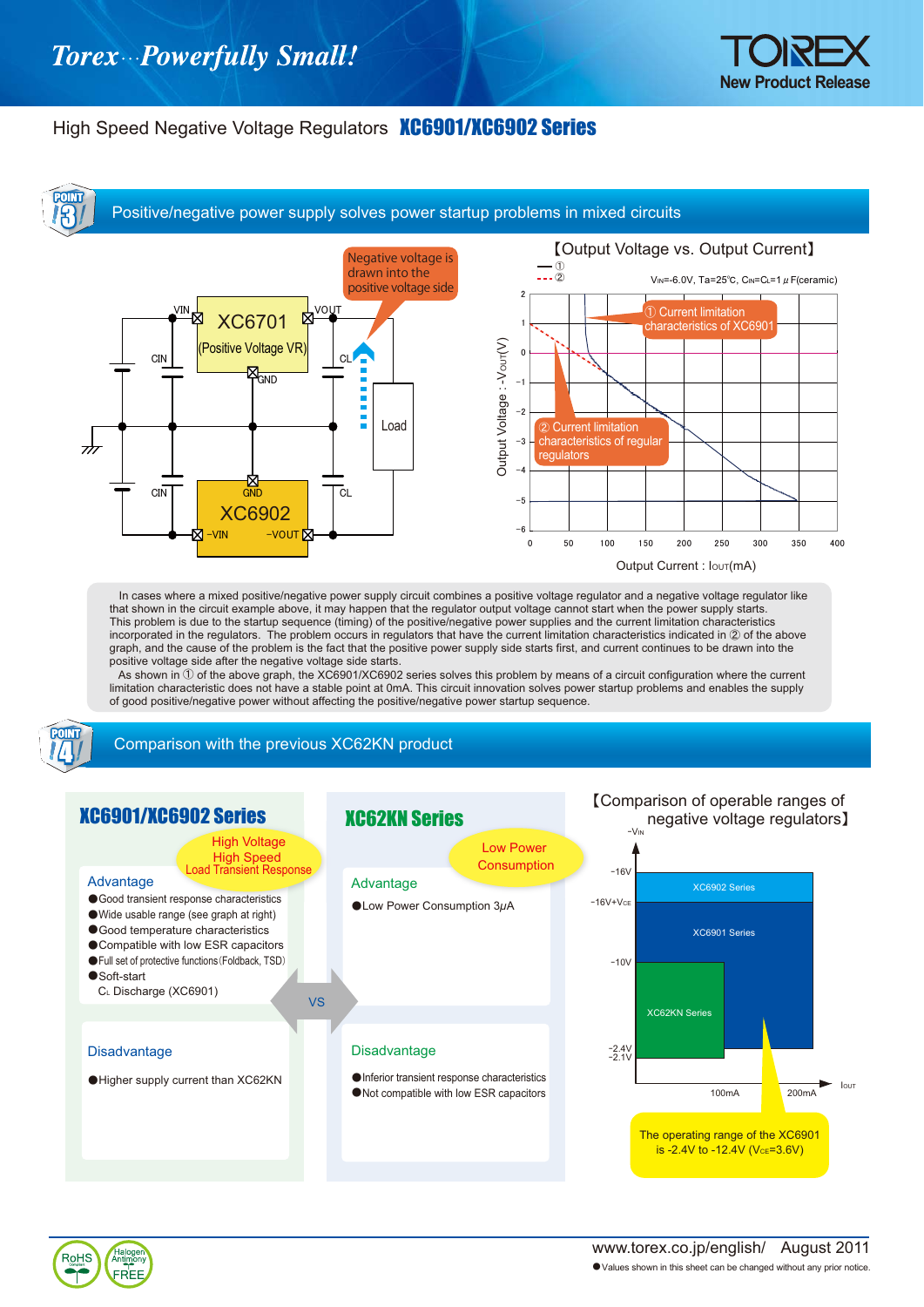## High Speed Negative Voltage Regulators **XC6901/XC6902 Series**

### POINT 3 Positive/negative power supply solves power startup problems in mixed circuits

Negative voltage is drawn into the positive voltage side

XC6701 (Positive Voltage VR)

VIN VOUT CIN CL GND Load

XC6902

GND CIN CL −VIN −VOUT

【Output Voltage vs. Output Current】

① ②

$V_{IN}$=-6.0V, Ta=25°C, $C_{IN}$=$C_L$=1 μF(ceramic)

① Current limitation characteristics of XC6901

② Current limitation characteristics of regular regulators

Output Voltage : $-V_{OUT}$(V)

2 1 0 −1 −2 −3 −4 −5 −6

0 50 100 150 200 250 300 350 400

Output Current : $I_{OUT}$(mA)

In cases where a mixed positive/negative power supply circuit combines a positive voltage regulator and a negative voltage regulator like that shown in the circuit example above, it may happen that the regulator output voltage cannot start when the power supply starts. This problem is due to the startup sequence (timing) of the positive/negative power supplies and the current limitation characteristics incorporated in the regulators. The problem occurs in regulators that have the current limitation characteristics indicated in ② of the above graph, and the cause of the problem is the fact that the positive power supply side starts first, and current continues to be drawn into the positive voltage side after the negative voltage side starts.

As shown in ① of the above graph, the XC6901/XC6902 series solves this problem by means of a circuit configuration where the current limitation characteristic does not have a stable point at 0mA. This circuit innovation solves power startup problems and enables the supply of good positive/negative power without affecting the positive/negative power startup sequence.

### POINT 4 Comparison with the previous XC62KN product

#### XC6901/XC6902 Series

High Voltage
High Speed
Load Transient Response

**Advantage**

- Good transient response characteristics
- Wide usable range (see graph at right)
- Good temperature characteristics
- Compatible with low ESR capacitors
- Full set of protective functions (Foldback, TSD)
- Soft-start
  $C_L$ Discharge (XC6901)

**Disadvantage**

- Higher supply current than XC62KN

VS

#### XC62KN Series

Low Power Consumption

**Advantage**

- Low Power Consumption 3μA

**Disadvantage**

- Inferior transient response characteristics
- Not compatible with low ESR capacitors

【Comparison of operable ranges of negative voltage regulators】

$-V_{IN}$

−16V
−16V+$V_{CE}$
−10V
-2.4V
-2.1V

XC6902 Series
XC6901 Series
XC62KN Series

100mA 200mA $I_{OUT}$

The operating range of the XC6901 is -2.4V to -12.4V ($V_{CE}$=3.6V)

www.torex.co.jp/english/ August 2011

● Values shown in this sheet can be changed without any prior notice.